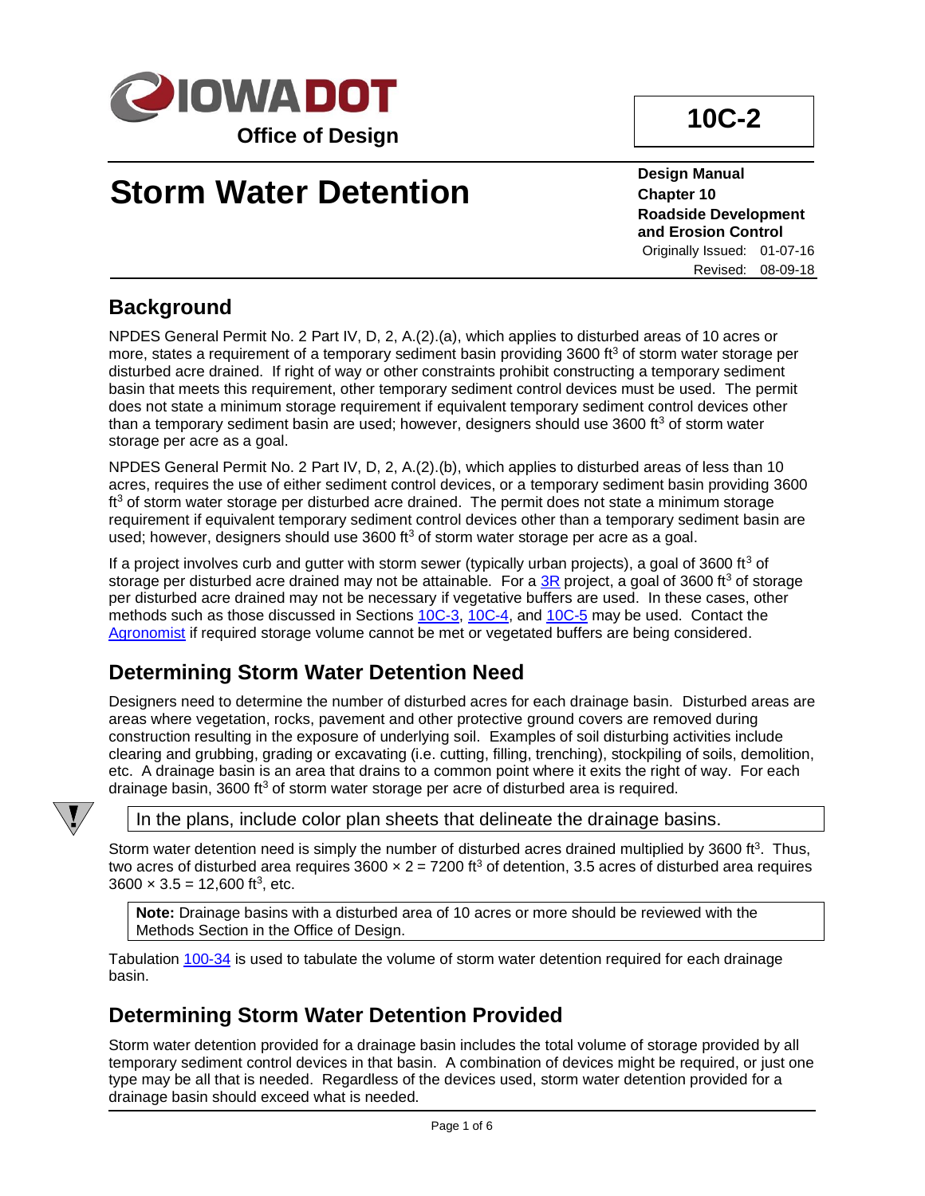IOWA DOT

Office of Design

**10C-2**

# Storm Water Detention

**Design Manual**
**Chapter 10**
**Roadside Development and Erosion Control**
Originally Issued: 01-07-16
Revised: 08-09-18

## Background

NPDES General Permit No. 2 Part IV, D, 2, A.(2).(a), which applies to disturbed areas of 10 acres or more, states a requirement of a temporary sediment basin providing 3600 $ft^3$ of storm water storage per disturbed acre drained. If right of way or other constraints prohibit constructing a temporary sediment basin that meets this requirement, other temporary sediment control devices must be used. The permit does not state a minimum storage requirement if equivalent temporary sediment control devices other than a temporary sediment basin are used; however, designers should use 3600 $ft^3$ of storm water storage per acre as a goal.

NPDES General Permit No. 2 Part IV, D, 2, A.(2).(b), which applies to disturbed areas of less than 10 acres, requires the use of either sediment control devices, or a temporary sediment basin providing 3600 $ft^3$ of storm water storage per disturbed acre drained. The permit does not state a minimum storage requirement if equivalent temporary sediment control devices other than a temporary sediment basin are used; however, designers should use 3600 $ft^3$ of storm water storage per acre as a goal.

If a project involves curb and gutter with storm sewer (typically urban projects), a goal of 3600 $ft^3$ of storage per disturbed acre drained may not be attainable. For a 3R project, a goal of 3600 $ft^3$ of storage per disturbed acre drained may not be necessary if vegetative buffers are used. In these cases, other methods such as those discussed in Sections 10C-3, 10C-4, and 10C-5 may be used. Contact the Agronomist if required storage volume cannot be met or vegetated buffers are being considered.

## Determining Storm Water Detention Need

Designers need to determine the number of disturbed acres for each drainage basin. Disturbed areas are areas where vegetation, rocks, pavement and other protective ground covers are removed during construction resulting in the exposure of underlying soil. Examples of soil disturbing activities include clearing and grubbing, grading or excavating (i.e. cutting, filling, trenching), stockpiling of soils, demolition, etc. A drainage basin is an area that drains to a common point where it exits the right of way. For each drainage basin, 3600 $ft^3$ of storm water storage per acre of disturbed area is required.

> In the plans, include color plan sheets that delineate the drainage basins.

Storm water detention need is simply the number of disturbed acres drained multiplied by 3600 $ft^3$. Thus, two acres of disturbed area requires $3600 \times 2 = 7200$ $ft^3$ of detention, 3.5 acres of disturbed area requires $3600 \times 3.5 = 12{,}600$ $ft^3$, etc.

> **Note:** Drainage basins with a disturbed area of 10 acres or more should be reviewed with the Methods Section in the Office of Design.

Tabulation 100-34 is used to tabulate the volume of storm water detention required for each drainage basin.

## Determining Storm Water Detention Provided

Storm water detention provided for a drainage basin includes the total volume of storage provided by all temporary sediment control devices in that basin. A combination of devices might be required, or just one type may be all that is needed. Regardless of the devices used, storm water detention provided for a drainage basin should exceed what is needed.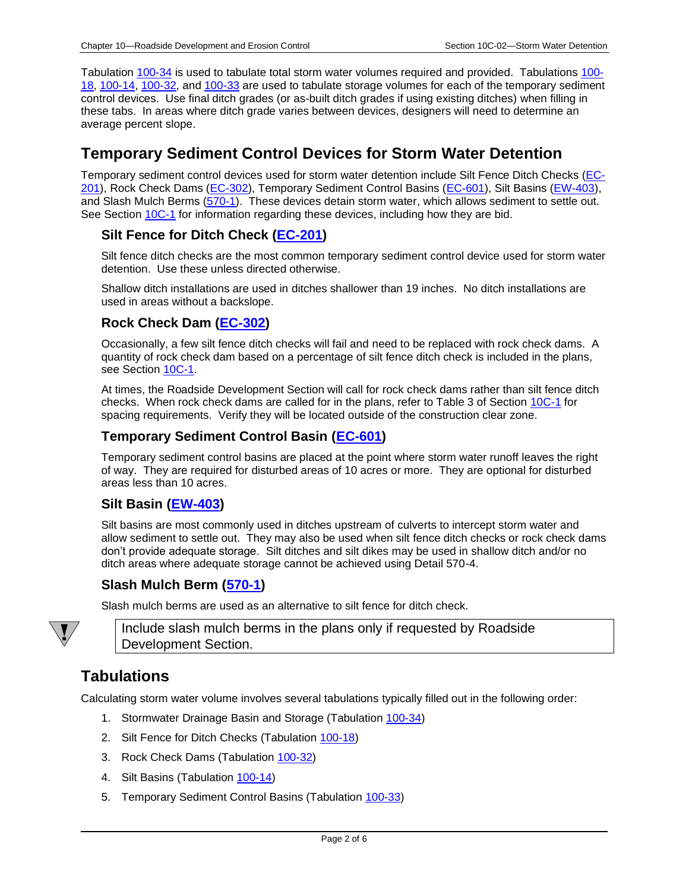Tabulation 100-34 is used to tabulate total storm water volumes required and provided. Tabulations 100-18, 100-14, 100-32, and 100-33 are used to tabulate storage volumes for each of the temporary sediment control devices. Use final ditch grades (or as-built ditch grades if using existing ditches) when filling in these tabs. In areas where ditch grade varies between devices, designers will need to determine an average percent slope.

## Temporary Sediment Control Devices for Storm Water Detention

Temporary sediment control devices used for storm water detention include Silt Fence Ditch Checks (EC-201), Rock Check Dams (EC-302), Temporary Sediment Control Basins (EC-601), Silt Basins (EW-403), and Slash Mulch Berms (570-1). These devices detain storm water, which allows sediment to settle out. See Section 10C-1 for information regarding these devices, including how they are bid.

### Silt Fence for Ditch Check (EC-201)

Silt fence ditch checks are the most common temporary sediment control device used for storm water detention. Use these unless directed otherwise.

Shallow ditch installations are used in ditches shallower than 19 inches. No ditch installations are used in areas without a backslope.

### Rock Check Dam (EC-302)

Occasionally, a few silt fence ditch checks will fail and need to be replaced with rock check dams. A quantity of rock check dam based on a percentage of silt fence ditch check is included in the plans, see Section 10C-1.

At times, the Roadside Development Section will call for rock check dams rather than silt fence ditch checks. When rock check dams are called for in the plans, refer to Table 3 of Section 10C-1 for spacing requirements. Verify they will be located outside of the construction clear zone.

### Temporary Sediment Control Basin (EC-601)

Temporary sediment control basins are placed at the point where storm water runoff leaves the right of way. They are required for disturbed areas of 10 acres or more. They are optional for disturbed areas less than 10 acres.

### Silt Basin (EW-403)

Silt basins are most commonly used in ditches upstream of culverts to intercept storm water and allow sediment to settle out. They may also be used when silt fence ditch checks or rock check dams don't provide adequate storage. Silt ditches and silt dikes may be used in shallow ditch and/or no ditch areas where adequate storage cannot be achieved using Detail 570-4.

### Slash Mulch Berm (570-1)

Slash mulch berms are used as an alternative to silt fence for ditch check.

> Include slash mulch berms in the plans only if requested by Roadside Development Section.

## Tabulations

Calculating storm water volume involves several tabulations typically filled out in the following order:

1. Stormwater Drainage Basin and Storage (Tabulation 100-34)
2. Silt Fence for Ditch Checks (Tabulation 100-18)
3. Rock Check Dams (Tabulation 100-32)
4. Silt Basins (Tabulation 100-14)
5. Temporary Sediment Control Basins (Tabulation 100-33)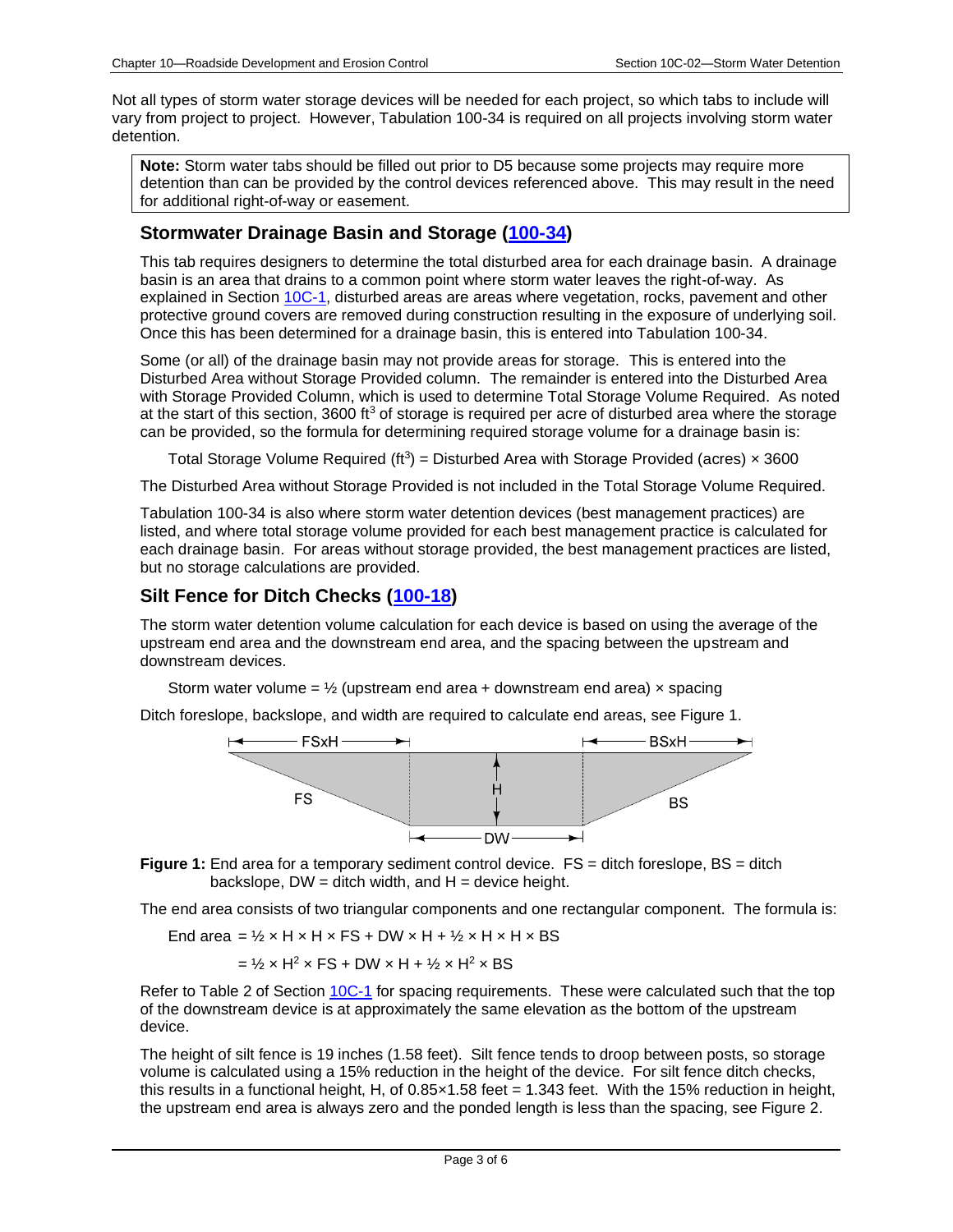Not all types of storm water storage devices will be needed for each project, so which tabs to include will vary from project to project. However, Tabulation 100-34 is required on all projects involving storm water detention.

> **Note:** Storm water tabs should be filled out prior to D5 because some projects may require more detention than can be provided by the control devices referenced above. This may result in the need for additional right-of-way or easement.

## Stormwater Drainage Basin and Storage (100-34)

This tab requires designers to determine the total disturbed area for each drainage basin. A drainage basin is an area that drains to a common point where storm water leaves the right-of-way. As explained in Section 10C-1, disturbed areas are areas where vegetation, rocks, pavement and other protective ground covers are removed during construction resulting in the exposure of underlying soil. Once this has been determined for a drainage basin, this is entered into Tabulation 100-34.

Some (or all) of the drainage basin may not provide areas for storage. This is entered into the Disturbed Area without Storage Provided column. The remainder is entered into the Disturbed Area with Storage Provided Column, which is used to determine Total Storage Volume Required. As noted at the start of this section, 3600 $ft^3$ of storage is required per acre of disturbed area where the storage can be provided, so the formula for determining required storage volume for a drainage basin is:

Total Storage Volume Required ($ft^3$) = Disturbed Area with Storage Provided (acres) × 3600

The Disturbed Area without Storage Provided is not included in the Total Storage Volume Required.

Tabulation 100-34 is also where storm water detention devices (best management practices) are listed, and where total storage volume provided for each best management practice is calculated for each drainage basin. For areas without storage provided, the best management practices are listed, but no storage calculations are provided.

## Silt Fence for Ditch Checks (100-18)

The storm water detention volume calculation for each device is based on using the average of the upstream end area and the downstream end area, and the spacing between the upstream and downstream devices.

Storm water volume = ½ (upstream end area + downstream end area) × spacing

Ditch foreslope, backslope, and width are required to calculate end areas, see Figure 1.

FSxH
BSxH
FS
H
BS
DW

**Figure 1:** End area for a temporary sediment control device. FS = ditch foreslope, BS = ditch backslope, DW = ditch width, and H = device height.

The end area consists of two triangular components and one rectangular component. The formula is:

$$\text{End area} = \tfrac{1}{2} \times H \times H \times FS + DW \times H + \tfrac{1}{2} \times H \times H \times BS$$

$$= \tfrac{1}{2} \times H^2 \times FS + DW \times H + \tfrac{1}{2} \times H^2 \times BS$$

Refer to Table 2 of Section 10C-1 for spacing requirements. These were calculated such that the top of the downstream device is at approximately the same elevation as the bottom of the upstream device.

The height of silt fence is 19 inches (1.58 feet). Silt fence tends to droop between posts, so storage volume is calculated using a 15% reduction in the height of the device. For silt fence ditch checks, this results in a functional height, H, of 0.85×1.58 feet = 1.343 feet. With the 15% reduction in height, the upstream end area is always zero and the ponded length is less than the spacing, see Figure 2.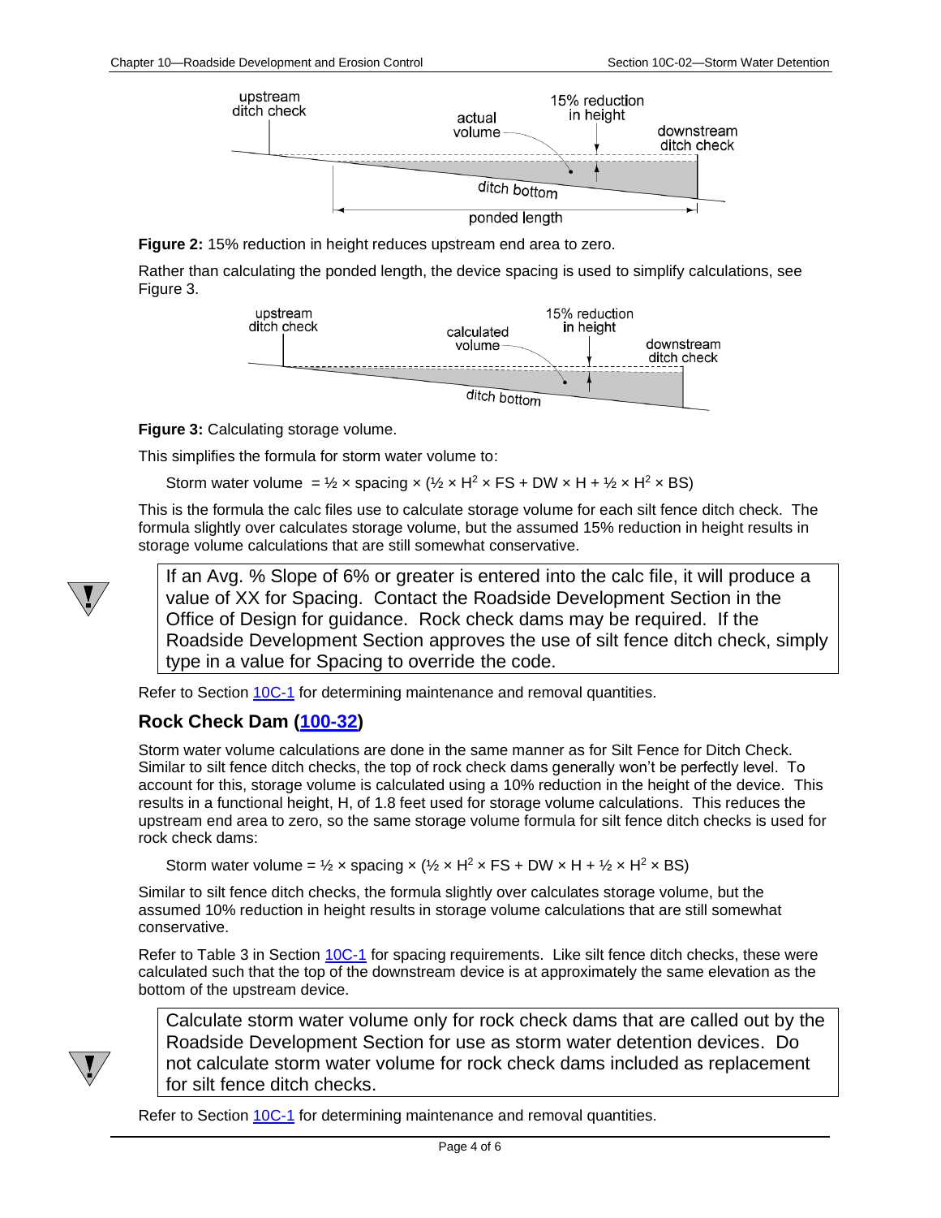upstream ditch check

actual volume

15% reduction in height

downstream ditch check

ditch bottom

ponded length

**Figure 2:** 15% reduction in height reduces upstream end area to zero.

Rather than calculating the ponded length, the device spacing is used to simplify calculations, see Figure 3.

upstream ditch check

calculated volume

15% reduction in height

downstream ditch check

ditch bottom

**Figure 3:** Calculating storage volume.

This simplifies the formula for storm water volume to:

$$\text{Storm water volume} = \tfrac{1}{2} \times \text{spacing} \times (\tfrac{1}{2} \times H^2 \times FS + DW \times H + \tfrac{1}{2} \times H^2 \times BS)$$

This is the formula the calc files use to calculate storage volume for each silt fence ditch check. The formula slightly over calculates storage volume, but the assumed 15% reduction in height results in storage volume calculations that are still somewhat conservative.

> If an Avg. % Slope of 6% or greater is entered into the calc file, it will produce a value of XX for Spacing. Contact the Roadside Development Section in the Office of Design for guidance. Rock check dams may be required. If the Roadside Development Section approves the use of silt fence ditch check, simply type in a value for Spacing to override the code.

Refer to Section 10C-1 for determining maintenance and removal quantities.

## Rock Check Dam (100-32)

Storm water volume calculations are done in the same manner as for Silt Fence for Ditch Check. Similar to silt fence ditch checks, the top of rock check dams generally won't be perfectly level. To account for this, storage volume is calculated using a 10% reduction in the height of the device. This results in a functional height, H, of 1.8 feet used for storage volume calculations. This reduces the upstream end area to zero, so the same storage volume formula for silt fence ditch checks is used for rock check dams:

$$\text{Storm water volume} = \tfrac{1}{2} \times \text{spacing} \times (\tfrac{1}{2} \times H^2 \times FS + DW \times H + \tfrac{1}{2} \times H^2 \times BS)$$

Similar to silt fence ditch checks, the formula slightly over calculates storage volume, but the assumed 10% reduction in height results in storage volume calculations that are still somewhat conservative.

Refer to Table 3 in Section 10C-1 for spacing requirements. Like silt fence ditch checks, these were calculated such that the top of the downstream device is at approximately the same elevation as the bottom of the upstream device.

> Calculate storm water volume only for rock check dams that are called out by the Roadside Development Section for use as storm water detention devices. Do not calculate storm water volume for rock check dams included as replacement for silt fence ditch checks.

Refer to Section 10C-1 for determining maintenance and removal quantities.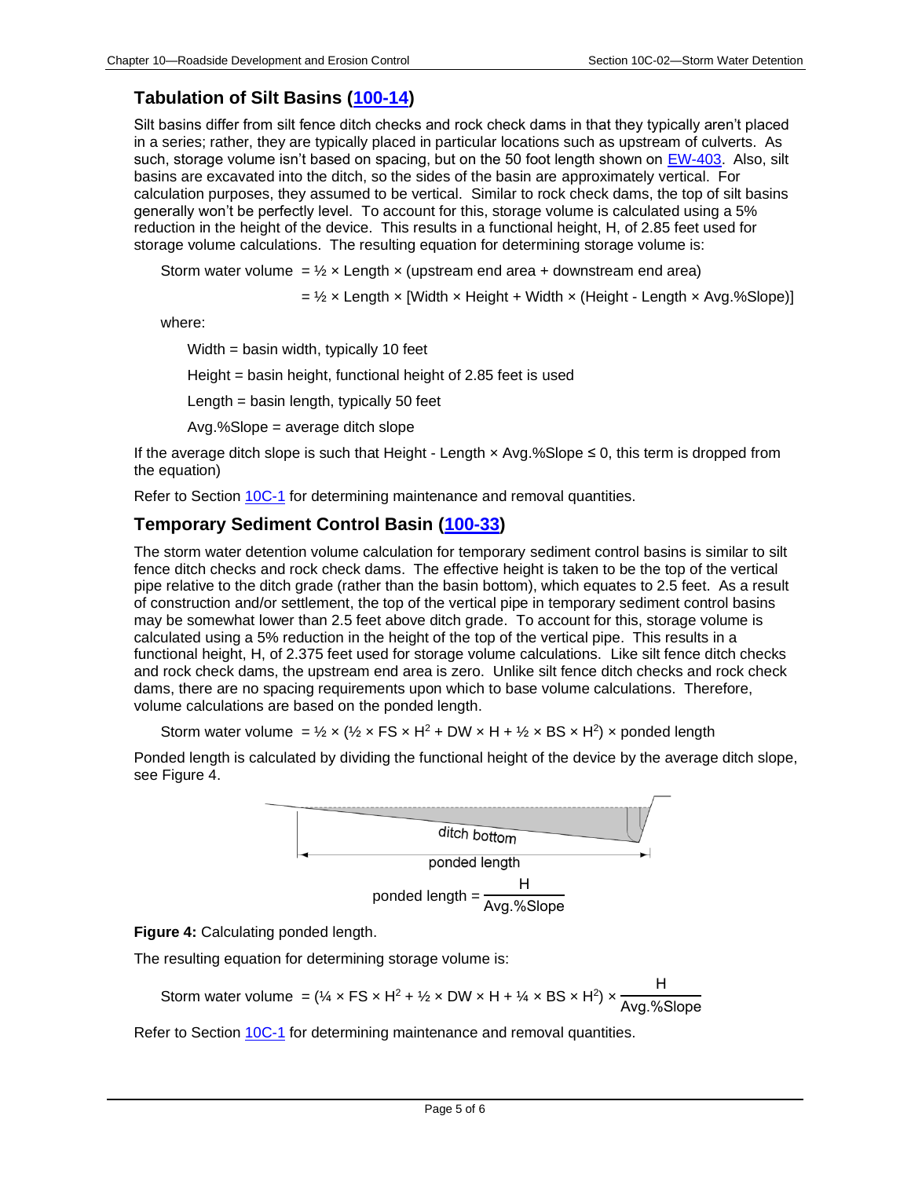## Tabulation of Silt Basins (100-14)

Silt basins differ from silt fence ditch checks and rock check dams in that they typically aren't placed in a series; rather, they are typically placed in particular locations such as upstream of culverts. As such, storage volume isn't based on spacing, but on the 50 foot length shown on EW-403. Also, silt basins are excavated into the ditch, so the sides of the basin are approximately vertical. For calculation purposes, they assumed to be vertical. Similar to rock check dams, the top of silt basins generally won't be perfectly level. To account for this, storage volume is calculated using a 5% reduction in the height of the device. This results in a functional height, H, of 2.85 feet used for storage volume calculations. The resulting equation for determining storage volume is:

$$\text{Storm water volume} = \tfrac{1}{2} \times \text{Length} \times (\text{upstream end area} + \text{downstream end area})$$

$$= \tfrac{1}{2} \times \text{Length} \times [\text{Width} \times \text{Height} + \text{Width} \times (\text{Height} - \text{Length} \times \text{Avg.\%Slope})]$$

where:

Width = basin width, typically 10 feet

Height = basin height, functional height of 2.85 feet is used

Length = basin length, typically 50 feet

Avg.%Slope = average ditch slope

If the average ditch slope is such that Height - Length × Avg.%Slope ≤ 0, this term is dropped from the equation)

Refer to Section 10C-1 for determining maintenance and removal quantities.

## Temporary Sediment Control Basin (100-33)

The storm water detention volume calculation for temporary sediment control basins is similar to silt fence ditch checks and rock check dams. The effective height is taken to be the top of the vertical pipe relative to the ditch grade (rather than the basin bottom), which equates to 2.5 feet. As a result of construction and/or settlement, the top of the vertical pipe in temporary sediment control basins may be somewhat lower than 2.5 feet above ditch grade. To account for this, storage volume is calculated using a 5% reduction in the height of the top of the vertical pipe. This results in a functional height, H, of 2.375 feet used for storage volume calculations. Like silt fence ditch checks and rock check dams, the upstream end area is zero. Unlike silt fence ditch checks and rock check dams, there are no spacing requirements upon which to base volume calculations. Therefore, volume calculations are based on the ponded length.

$$\text{Storm water volume} = \tfrac{1}{2} \times (\tfrac{1}{2} \times FS \times H^2 + DW \times H + \tfrac{1}{2} \times BS \times H^2) \times \text{ponded length}$$

Ponded length is calculated by dividing the functional height of the device by the average ditch slope, see Figure 4.

ditch bottom

ponded length

$$\text{ponded length} = \frac{H}{\text{Avg.\%Slope}}$$

**Figure 4:** Calculating ponded length.

The resulting equation for determining storage volume is:

$$\text{Storm water volume} = (\tfrac{1}{4} \times FS \times H^2 + \tfrac{1}{2} \times DW \times H + \tfrac{1}{4} \times BS \times H^2) \times \frac{H}{\text{Avg.\%Slope}}$$

Refer to Section 10C-1 for determining maintenance and removal quantities.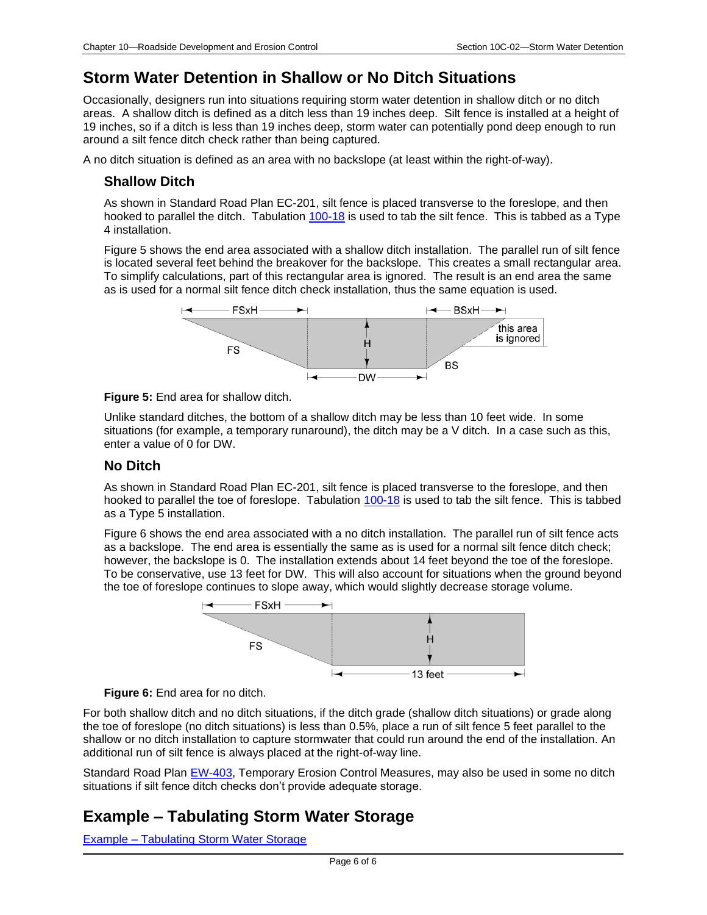## Storm Water Detention in Shallow or No Ditch Situations

Occasionally, designers run into situations requiring storm water detention in shallow ditch or no ditch areas. A shallow ditch is defined as a ditch less than 19 inches deep. Silt fence is installed at a height of 19 inches, so if a ditch is less than 19 inches deep, storm water can potentially pond deep enough to run around a silt fence ditch check rather than being captured.

A no ditch situation is defined as an area with no backslope (at least within the right-of-way).

### Shallow Ditch

As shown in Standard Road Plan EC-201, silt fence is placed transverse to the foreslope, and then hooked to parallel the ditch. Tabulation 100-18 is used to tab the silt fence. This is tabbed as a Type 4 installation.

Figure 5 shows the end area associated with a shallow ditch installation. The parallel run of silt fence is located several feet behind the breakover for the backslope. This creates a small rectangular area. To simplify calculations, part of this rectangular area is ignored. The result is an end area the same as is used for a normal silt fence ditch check installation, thus the same equation is used.

FSxH
BSxH
this area is ignored
H
FS
BS
DW

**Figure 5:** End area for shallow ditch.

Unlike standard ditches, the bottom of a shallow ditch may be less than 10 feet wide. In some situations (for example, a temporary runaround), the ditch may be a V ditch. In a case such as this, enter a value of 0 for DW.

### No Ditch

As shown in Standard Road Plan EC-201, silt fence is placed transverse to the foreslope, and then hooked to parallel the toe of foreslope. Tabulation 100-18 is used to tab the silt fence. This is tabbed as a Type 5 installation.

Figure 6 shows the end area associated with a no ditch installation. The parallel run of silt fence acts as a backslope. The end area is essentially the same as is used for a normal silt fence ditch check; however, the backslope is 0. The installation extends about 14 feet beyond the toe of the foreslope. To be conservative, use 13 feet for DW. This will also account for situations when the ground beyond the toe of foreslope continues to slope away, which would slightly decrease storage volume.

FSxH
H
FS
13 feet

**Figure 6:** End area for no ditch.

For both shallow ditch and no ditch situations, if the ditch grade (shallow ditch situations) or grade along the toe of foreslope (no ditch situations) is less than 0.5%, place a run of silt fence 5 feet parallel to the shallow or no ditch installation to capture stormwater that could run around the end of the installation. An additional run of silt fence is always placed at the right-of-way line.

Standard Road Plan EW-403, Temporary Erosion Control Measures, may also be used in some no ditch situations if silt fence ditch checks don't provide adequate storage.

## Example – Tabulating Storm Water Storage

Example – Tabulating Storm Water Storage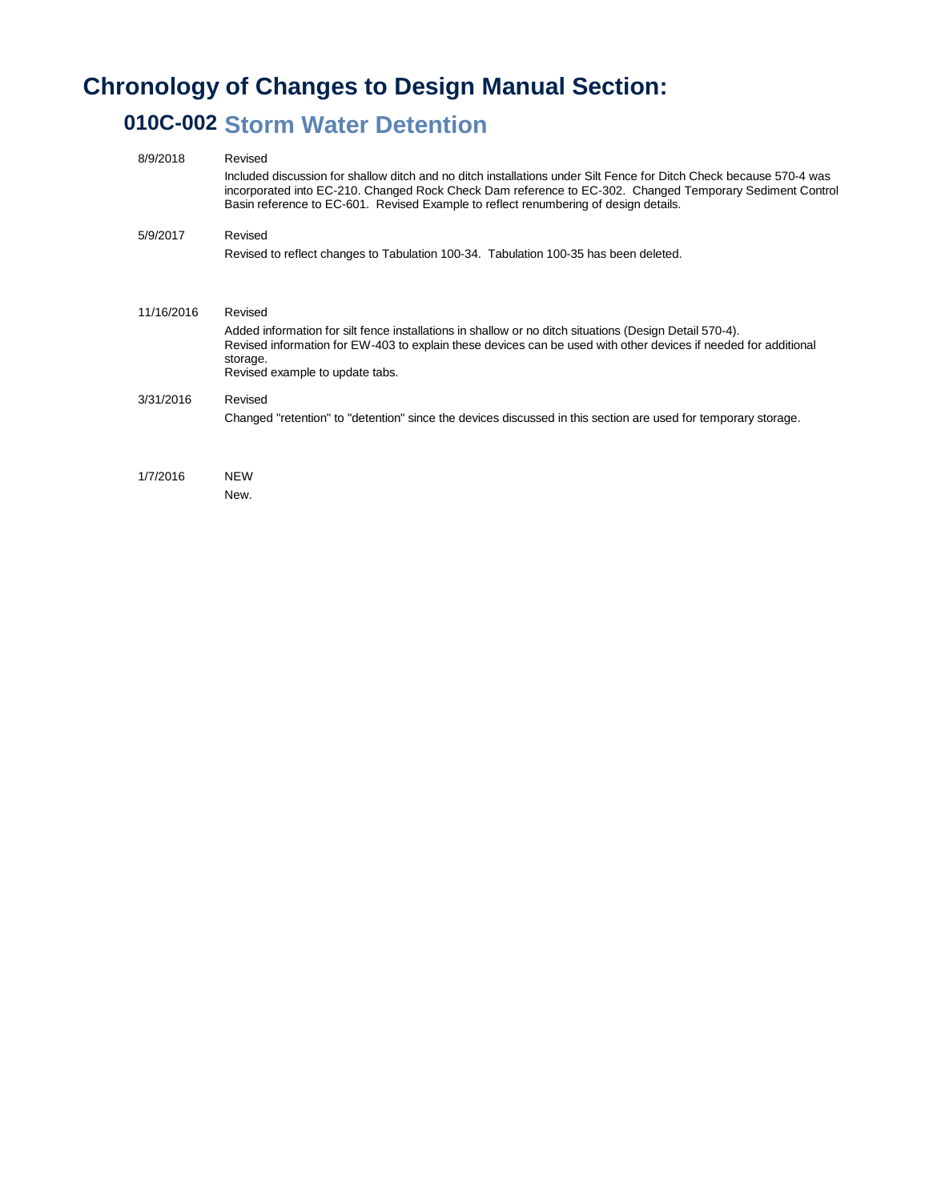# Chronology of Changes to Design Manual Section:

## 010C-002 Storm Water Detention

| | |
|---|---|
| 8/9/2018 | Revised<br>Included discussion for shallow ditch and no ditch installations under Silt Fence for Ditch Check because 570-4 was incorporated into EC-210. Changed Rock Check Dam reference to EC-302. Changed Temporary Sediment Control Basin reference to EC-601. Revised Example to reflect renumbering of design details. |
| 5/9/2017 | Revised<br>Revised to reflect changes to Tabulation 100-34. Tabulation 100-35 has been deleted. |
| 11/16/2016 | Revised<br>Added information for silt fence installations in shallow or no ditch situations (Design Detail 570-4).<br>Revised information for EW-403 to explain these devices can be used with other devices if needed for additional storage.<br>Revised example to update tabs. |
| 3/31/2016 | Revised<br>Changed "retention" to "detention" since the devices discussed in this section are used for temporary storage. |
| 1/7/2016 | NEW<br>New. |